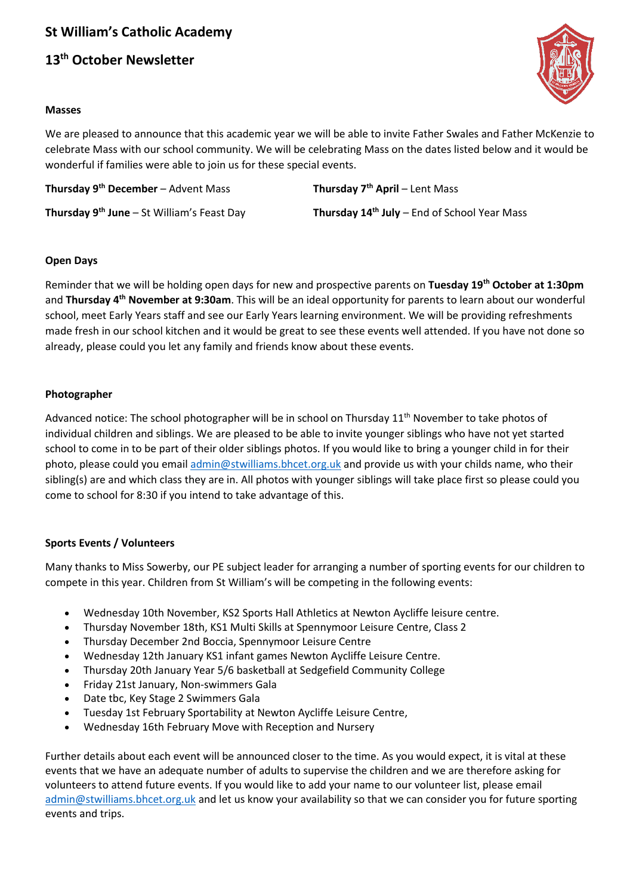# St William's Catholic Academy

## 13th October Newsletter

### Masses

We are pleased to announce that this academic year we will be able to invite Father Swales and Father McKenzie to celebrate Mass with our school community. We will be celebrating Mass on the dates listed below and it would be wonderful if families were able to join us for these special events.

**Thursday 9th December** – Advent Mass

**Thursday 7th April** – Lent Mass

**Thursday 9th June** – St William's Feast Day

**Thursday 14th July** – End of School Year Mass

### Open Days

Reminder that we will be holding open days for new and prospective parents on **Tuesday 19th October at 1:30pm** and **Thursday 4th November at 9:30am**. This will be an ideal opportunity for parents to learn about our wonderful school, meet Early Years staff and see our Early Years learning environment. We will be providing refreshments made fresh in our school kitchen and it would be great to see these events well attended. If you have not done so already, please could you let any family and friends know about these events.

### Photographer

Advanced notice: The school photographer will be in school on Thursday 11th November to take photos of individual children and siblings. We are pleased to be able to invite younger siblings who have not yet started school to come in to be part of their older siblings photos. If you would like to bring a younger child in for their photo, please could you email admin@stwilliams.bhcet.org.uk and provide us with your childs name, who their sibling(s) are and which class they are in. All photos with younger siblings will take place first so please could you come to school for 8:30 if you intend to take advantage of this.

### Sports Events / Volunteers

Many thanks to Miss Sowerby, our PE subject leader for arranging a number of sporting events for our children to compete in this year. Children from St William's will be competing in the following events:

- Wednesday 10th November, KS2 Sports Hall Athletics at Newton Aycliffe leisure centre.
- Thursday November 18th, KS1 Multi Skills at Spennymoor Leisure Centre, Class 2
- Thursday December 2nd Boccia, Spennymoor Leisure Centre
- Wednesday 12th January KS1 infant games Newton Aycliffe Leisure Centre.
- Thursday 20th January Year 5/6 basketball at Sedgefield Community College
- Friday 21st January, Non-swimmers Gala
- Date tbc, Key Stage 2 Swimmers Gala
- Tuesday 1st February Sportability at Newton Aycliffe Leisure Centre,
- Wednesday 16th February Move with Reception and Nursery

Further details about each event will be announced closer to the time. As you would expect, it is vital at these events that we have an adequate number of adults to supervise the children and we are therefore asking for volunteers to attend future events. If you would like to add your name to our volunteer list, please email admin@stwilliams.bhcet.org.uk and let us know your availability so that we can consider you for future sporting events and trips.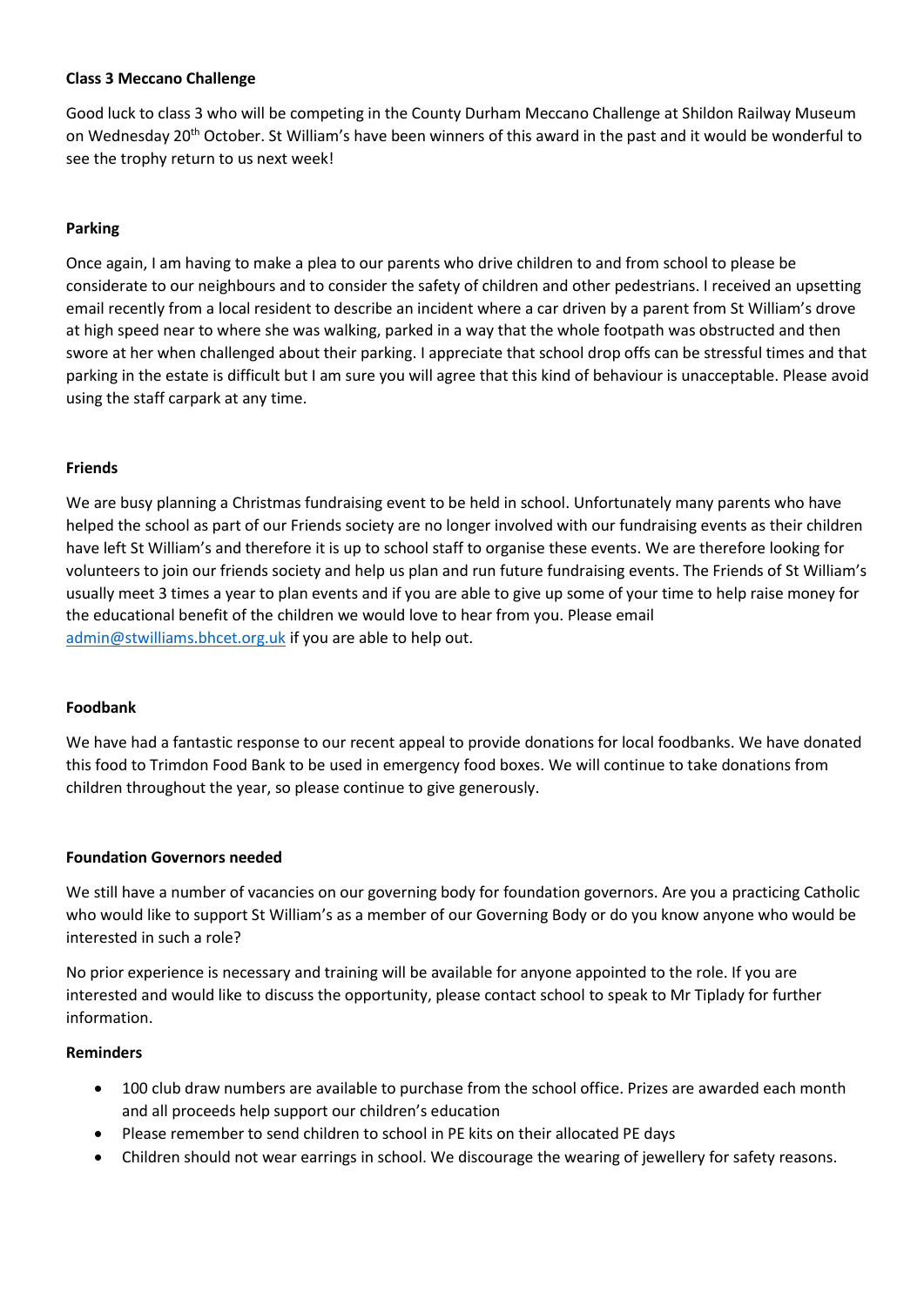**Class 3 Meccano Challenge**

Good luck to class 3 who will be competing in the County Durham Meccano Challenge at Shildon Railway Museum on Wednesday 20th October. St William's have been winners of this award in the past and it would be wonderful to see the trophy return to us next week!

**Parking**

Once again, I am having to make a plea to our parents who drive children to and from school to please be considerate to our neighbours and to consider the safety of children and other pedestrians. I received an upsetting email recently from a local resident to describe an incident where a car driven by a parent from St William's drove at high speed near to where she was walking, parked in a way that the whole footpath was obstructed and then swore at her when challenged about their parking. I appreciate that school drop offs can be stressful times and that parking in the estate is difficult but I am sure you will agree that this kind of behaviour is unacceptable. Please avoid using the staff carpark at any time.

**Friends**

We are busy planning a Christmas fundraising event to be held in school. Unfortunately many parents who have helped the school as part of our Friends society are no longer involved with our fundraising events as their children have left St William's and therefore it is up to school staff to organise these events. We are therefore looking for volunteers to join our friends society and help us plan and run future fundraising events. The Friends of St William's usually meet 3 times a year to plan events and if you are able to give up some of your time to help raise money for the educational benefit of the children we would love to hear from you. Please email admin@stwilliams.bhcet.org.uk if you are able to help out.

**Foodbank**

We have had a fantastic response to our recent appeal to provide donations for local foodbanks. We have donated this food to Trimdon Food Bank to be used in emergency food boxes. We will continue to take donations from children throughout the year, so please continue to give generously.

**Foundation Governors needed**

We still have a number of vacancies on our governing body for foundation governors. Are you a practicing Catholic who would like to support St William's as a member of our Governing Body or do you know anyone who would be interested in such a role?

No prior experience is necessary and training will be available for anyone appointed to the role. If you are interested and would like to discuss the opportunity, please contact school to speak to Mr Tiplady for further information.

**Reminders**

- 100 club draw numbers are available to purchase from the school office. Prizes are awarded each month and all proceeds help support our children's education
- Please remember to send children to school in PE kits on their allocated PE days
- Children should not wear earrings in school. We discourage the wearing of jewellery for safety reasons.